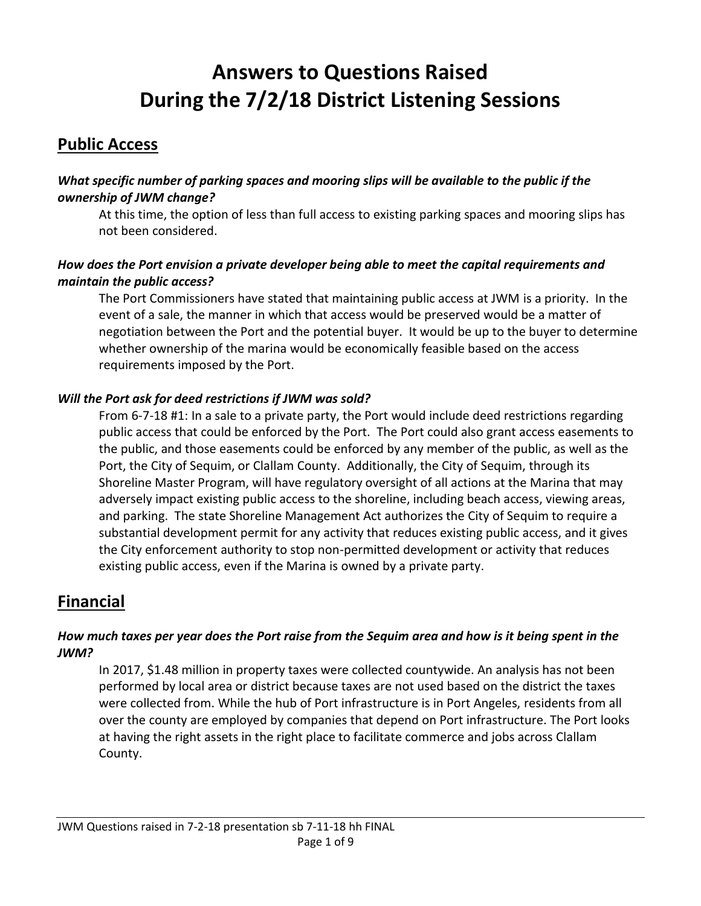# Answers to Questions Raised During the 7/2/18 District Listening Sessions

## Public Access

***What specific number of parking spaces and mooring slips will be available to the public if the ownership of JWM change?***

At this time, the option of less than full access to existing parking spaces and mooring slips has not been considered.

***How does the Port envision a private developer being able to meet the capital requirements and maintain the public access?***

The Port Commissioners have stated that maintaining public access at JWM is a priority. In the event of a sale, the manner in which that access would be preserved would be a matter of negotiation between the Port and the potential buyer. It would be up to the buyer to determine whether ownership of the marina would be economically feasible based on the access requirements imposed by the Port.

***Will the Port ask for deed restrictions if JWM was sold?***

From 6-7-18 #1: In a sale to a private party, the Port would include deed restrictions regarding public access that could be enforced by the Port. The Port could also grant access easements to the public, and those easements could be enforced by any member of the public, as well as the Port, the City of Sequim, or Clallam County. Additionally, the City of Sequim, through its Shoreline Master Program, will have regulatory oversight of all actions at the Marina that may adversely impact existing public access to the shoreline, including beach access, viewing areas, and parking. The state Shoreline Management Act authorizes the City of Sequim to require a substantial development permit for any activity that reduces existing public access, and it gives the City enforcement authority to stop non-permitted development or activity that reduces existing public access, even if the Marina is owned by a private party.

## Financial

***How much taxes per year does the Port raise from the Sequim area and how is it being spent in the JWM?***

In 2017, $1.48 million in property taxes were collected countywide. An analysis has not been performed by local area or district because taxes are not used based on the district the taxes were collected from. While the hub of Port infrastructure is in Port Angeles, residents from all over the county are employed by companies that depend on Port infrastructure. The Port looks at having the right assets in the right place to facilitate commerce and jobs across Clallam County.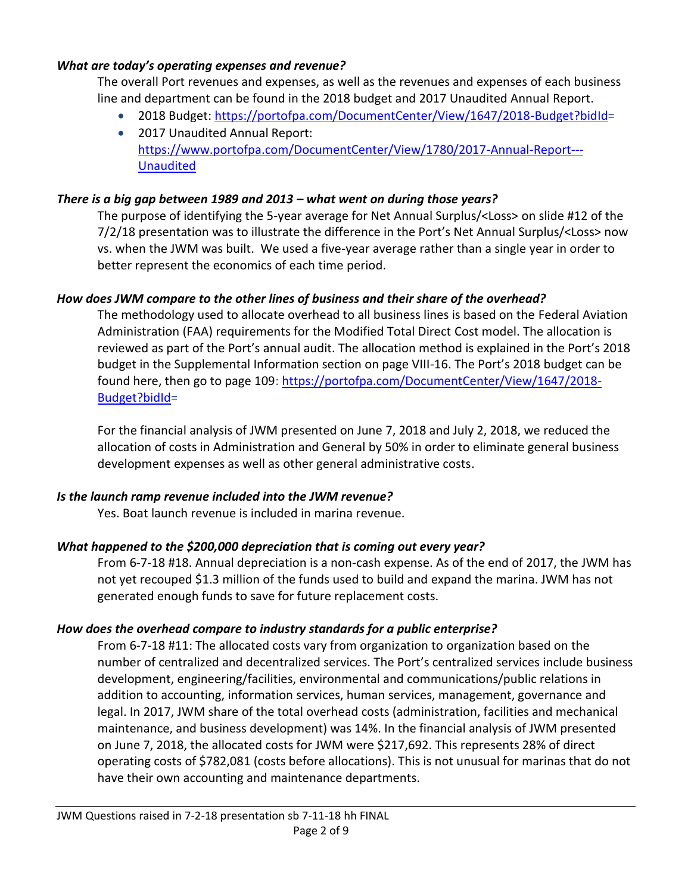***What are today's operating expenses and revenue?***

The overall Port revenues and expenses, as well as the revenues and expenses of each business line and department can be found in the 2018 budget and 2017 Unaudited Annual Report.

- 2018 Budget: [https://portofpa.com/DocumentCenter/View/1647/2018-Budget?bidId=](https://portofpa.com/DocumentCenter/View/1647/2018-Budget?bidId=)
- 2017 Unaudited Annual Report: [https://www.portofpa.com/DocumentCenter/View/1780/2017-Annual-Report---Unaudited](https://www.portofpa.com/DocumentCenter/View/1780/2017-Annual-Report---Unaudited)

***There is a big gap between 1989 and 2013 – what went on during those years?***

The purpose of identifying the 5-year average for Net Annual Surplus/<Loss> on slide #12 of the 7/2/18 presentation was to illustrate the difference in the Port's Net Annual Surplus/<Loss> now vs. when the JWM was built. We used a five-year average rather than a single year in order to better represent the economics of each time period.

***How does JWM compare to the other lines of business and their share of the overhead?***

The methodology used to allocate overhead to all business lines is based on the Federal Aviation Administration (FAA) requirements for the Modified Total Direct Cost model. The allocation is reviewed as part of the Port's annual audit. The allocation method is explained in the Port's 2018 budget in the Supplemental Information section on page VIII-16. The Port's 2018 budget can be found here, then go to page 109: [https://portofpa.com/DocumentCenter/View/1647/2018-Budget?bidId=](https://portofpa.com/DocumentCenter/View/1647/2018-Budget?bidId=)

For the financial analysis of JWM presented on June 7, 2018 and July 2, 2018, we reduced the allocation of costs in Administration and General by 50% in order to eliminate general business development expenses as well as other general administrative costs.

***Is the launch ramp revenue included into the JWM revenue?***

Yes. Boat launch revenue is included in marina revenue.

***What happened to the $200,000 depreciation that is coming out every year?***

From 6-7-18 #18. Annual depreciation is a non-cash expense. As of the end of 2017, the JWM has not yet recouped $1.3 million of the funds used to build and expand the marina. JWM has not generated enough funds to save for future replacement costs.

***How does the overhead compare to industry standards for a public enterprise?***

From 6-7-18 #11: The allocated costs vary from organization to organization based on the number of centralized and decentralized services. The Port's centralized services include business development, engineering/facilities, environmental and communications/public relations in addition to accounting, information services, human services, management, governance and legal. In 2017, JWM share of the total overhead costs (administration, facilities and mechanical maintenance, and business development) was 14%. In the financial analysis of JWM presented on June 7, 2018, the allocated costs for JWM were $217,692. This represents 28% of direct operating costs of $782,081 (costs before allocations). This is not unusual for marinas that do not have their own accounting and maintenance departments.

JWM Questions raised in 7-2-18 presentation sb 7-11-18 hh FINAL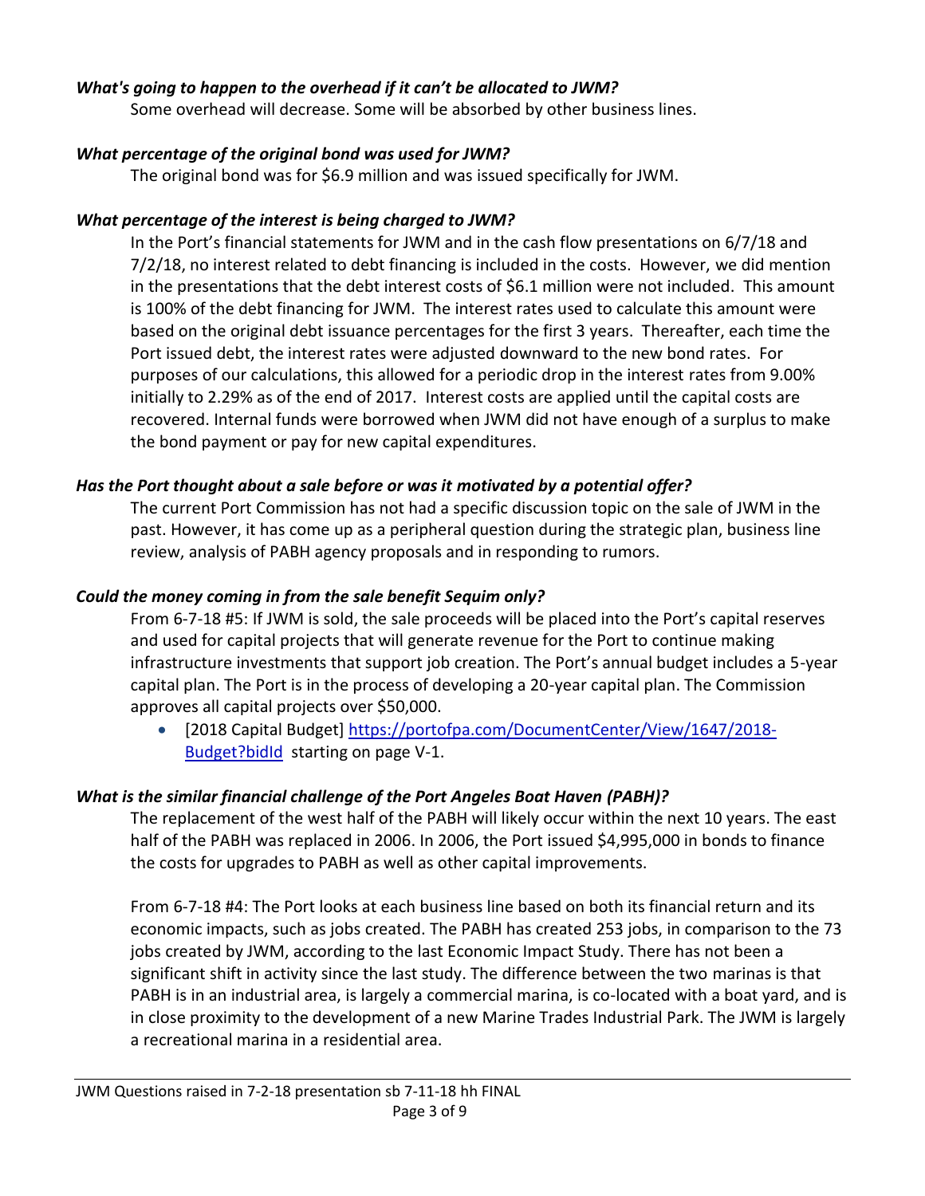***What's going to happen to the overhead if it can't be allocated to JWM?***

Some overhead will decrease. Some will be absorbed by other business lines.

***What percentage of the original bond was used for JWM?***

The original bond was for $6.9 million and was issued specifically for JWM.

***What percentage of the interest is being charged to JWM?***

In the Port's financial statements for JWM and in the cash flow presentations on 6/7/18 and 7/2/18, no interest related to debt financing is included in the costs. However, we did mention in the presentations that the debt interest costs of $6.1 million were not included. This amount is 100% of the debt financing for JWM. The interest rates used to calculate this amount were based on the original debt issuance percentages for the first 3 years. Thereafter, each time the Port issued debt, the interest rates were adjusted downward to the new bond rates. For purposes of our calculations, this allowed for a periodic drop in the interest rates from 9.00% initially to 2.29% as of the end of 2017. Interest costs are applied until the capital costs are recovered. Internal funds were borrowed when JWM did not have enough of a surplus to make the bond payment or pay for new capital expenditures.

***Has the Port thought about a sale before or was it motivated by a potential offer?***

The current Port Commission has not had a specific discussion topic on the sale of JWM in the past. However, it has come up as a peripheral question during the strategic plan, business line review, analysis of PABH agency proposals and in responding to rumors.

***Could the money coming in from the sale benefit Sequim only?***

From 6-7-18 #5: If JWM is sold, the sale proceeds will be placed into the Port's capital reserves and used for capital projects that will generate revenue for the Port to continue making infrastructure investments that support job creation. The Port's annual budget includes a 5-year capital plan. The Port is in the process of developing a 20-year capital plan. The Commission approves all capital projects over $50,000.

- [2018 Capital Budget] [https://portofpa.com/DocumentCenter/View/1647/2018-Budget?bidId](https://portofpa.com/DocumentCenter/View/1647/2018-Budget?bidId) starting on page V-1.

***What is the similar financial challenge of the Port Angeles Boat Haven (PABH)?***

The replacement of the west half of the PABH will likely occur within the next 10 years. The east half of the PABH was replaced in 2006. In 2006, the Port issued $4,995,000 in bonds to finance the costs for upgrades to PABH as well as other capital improvements.

From 6-7-18 #4: The Port looks at each business line based on both its financial return and its economic impacts, such as jobs created. The PABH has created 253 jobs, in comparison to the 73 jobs created by JWM, according to the last Economic Impact Study. There has not been a significant shift in activity since the last study. The difference between the two marinas is that PABH is in an industrial area, is largely a commercial marina, is co-located with a boat yard, and is in close proximity to the development of a new Marine Trades Industrial Park. The JWM is largely a recreational marina in a residential area.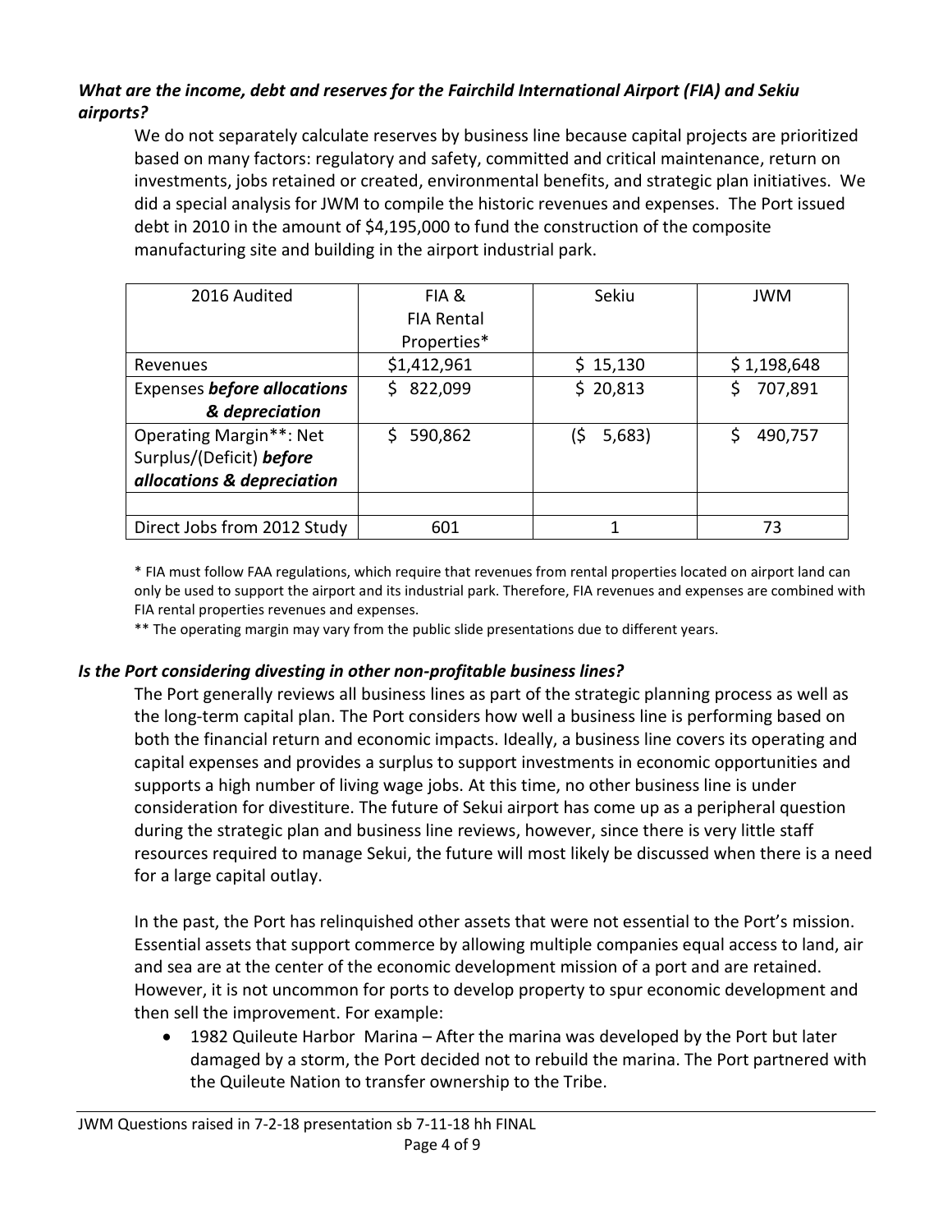***What are the income, debt and reserves for the Fairchild International Airport (FIA) and Sekiu airports?***

We do not separately calculate reserves by business line because capital projects are prioritized based on many factors: regulatory and safety, committed and critical maintenance, return on investments, jobs retained or created, environmental benefits, and strategic plan initiatives. We did a special analysis for JWM to compile the historic revenues and expenses. The Port issued debt in 2010 in the amount of $4,195,000 to fund the construction of the composite manufacturing site and building in the airport industrial park.

| 2016 Audited | FIA & FIA Rental Properties* | Sekiu | JWM |
|---|---|---|---|
| Revenues | $1,412,961 | $ 15,130 | $ 1,198,648 |
| Expenses ***before allocations & depreciation*** | $ 822,099 | $ 20,813 | $ 707,891 |
| Operating Margin**: Net Surplus/(Deficit) ***before allocations & depreciation*** | $ 590,862 | ($ 5,683) | $ 490,757 |
| | | | |
| Direct Jobs from 2012 Study | 601 | 1 | 73 |

\* FIA must follow FAA regulations, which require that revenues from rental properties located on airport land can only be used to support the airport and its industrial park. Therefore, FIA revenues and expenses are combined with FIA rental properties revenues and expenses.

** The operating margin may vary from the public slide presentations due to different years.

***Is the Port considering divesting in other non-profitable business lines?***

The Port generally reviews all business lines as part of the strategic planning process as well as the long-term capital plan. The Port considers how well a business line is performing based on both the financial return and economic impacts. Ideally, a business line covers its operating and capital expenses and provides a surplus to support investments in economic opportunities and supports a high number of living wage jobs. At this time, no other business line is under consideration for divestiture. The future of Sekui airport has come up as a peripheral question during the strategic plan and business line reviews, however, since there is very little staff resources required to manage Sekui, the future will most likely be discussed when there is a need for a large capital outlay.

In the past, the Port has relinquished other assets that were not essential to the Port's mission. Essential assets that support commerce by allowing multiple companies equal access to land, air and sea are at the center of the economic development mission of a port and are retained. However, it is not uncommon for ports to develop property to spur economic development and then sell the improvement. For example:

- 1982 Quileute Harbor Marina – After the marina was developed by the Port but later damaged by a storm, the Port decided not to rebuild the marina. The Port partnered with the Quileute Nation to transfer ownership to the Tribe.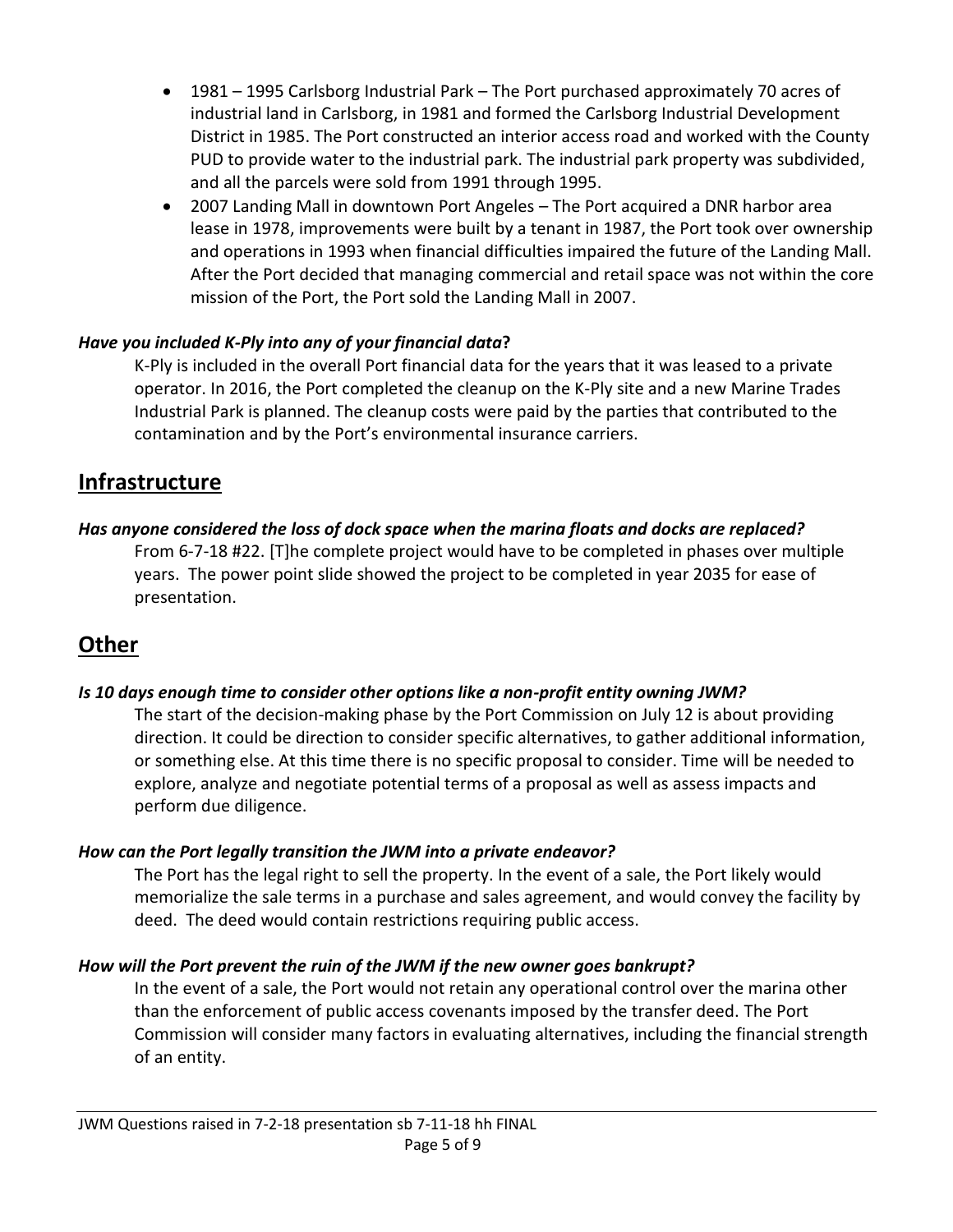- 1981 – 1995 Carlsborg Industrial Park – The Port purchased approximately 70 acres of industrial land in Carlsborg, in 1981 and formed the Carlsborg Industrial Development District in 1985. The Port constructed an interior access road and worked with the County PUD to provide water to the industrial park. The industrial park property was subdivided, and all the parcels were sold from 1991 through 1995.
- 2007 Landing Mall in downtown Port Angeles – The Port acquired a DNR harbor area lease in 1978, improvements were built by a tenant in 1987, the Port took over ownership and operations in 1993 when financial difficulties impaired the future of the Landing Mall. After the Port decided that managing commercial and retail space was not within the core mission of the Port, the Port sold the Landing Mall in 2007.

***Have you included K-Ply into any of your financial data?***

K-Ply is included in the overall Port financial data for the years that it was leased to a private operator. In 2016, the Port completed the cleanup on the K-Ply site and a new Marine Trades Industrial Park is planned. The cleanup costs were paid by the parties that contributed to the contamination and by the Port's environmental insurance carriers.

## Infrastructure

***Has anyone considered the loss of dock space when the marina floats and docks are replaced?***

From 6-7-18 #22. [T]he complete project would have to be completed in phases over multiple years. The power point slide showed the project to be completed in year 2035 for ease of presentation.

## Other

***Is 10 days enough time to consider other options like a non-profit entity owning JWM?***

The start of the decision-making phase by the Port Commission on July 12 is about providing direction. It could be direction to consider specific alternatives, to gather additional information, or something else. At this time there is no specific proposal to consider. Time will be needed to explore, analyze and negotiate potential terms of a proposal as well as assess impacts and perform due diligence.

***How can the Port legally transition the JWM into a private endeavor?***

The Port has the legal right to sell the property. In the event of a sale, the Port likely would memorialize the sale terms in a purchase and sales agreement, and would convey the facility by deed. The deed would contain restrictions requiring public access.

***How will the Port prevent the ruin of the JWM if the new owner goes bankrupt?***

In the event of a sale, the Port would not retain any operational control over the marina other than the enforcement of public access covenants imposed by the transfer deed. The Port Commission will consider many factors in evaluating alternatives, including the financial strength of an entity.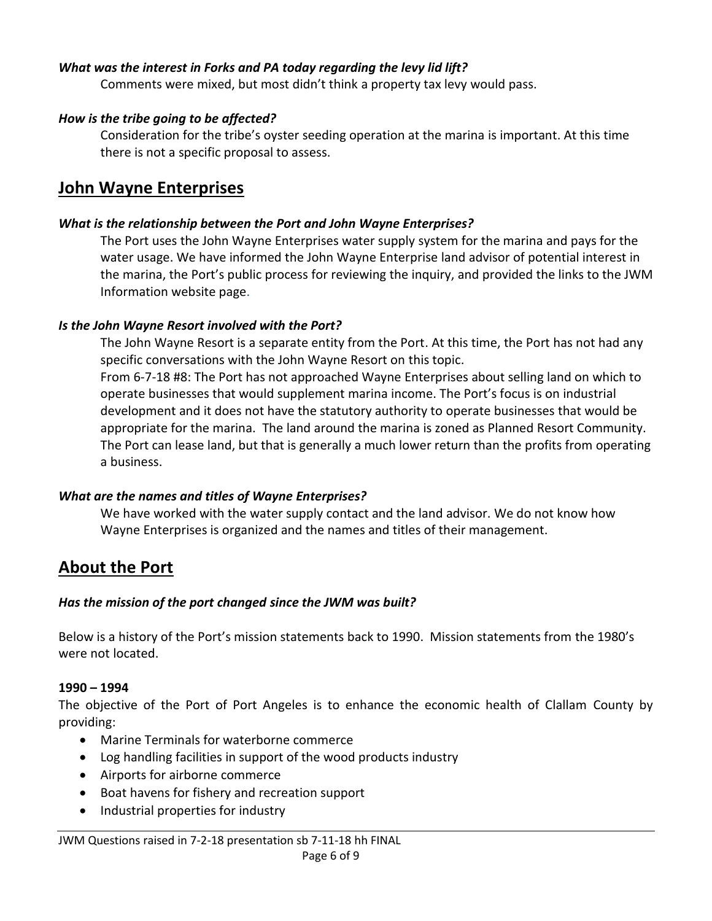***What was the interest in Forks and PA today regarding the levy lid lift?***

Comments were mixed, but most didn't think a property tax levy would pass.

***How is the tribe going to be affected?***

Consideration for the tribe's oyster seeding operation at the marina is important. At this time there is not a specific proposal to assess.

## John Wayne Enterprises

***What is the relationship between the Port and John Wayne Enterprises?***

The Port uses the John Wayne Enterprises water supply system for the marina and pays for the water usage. We have informed the John Wayne Enterprise land advisor of potential interest in the marina, the Port's public process for reviewing the inquiry, and provided the links to the JWM Information website page.

***Is the John Wayne Resort involved with the Port?***

The John Wayne Resort is a separate entity from the Port. At this time, the Port has not had any specific conversations with the John Wayne Resort on this topic.

From 6-7-18 #8: The Port has not approached Wayne Enterprises about selling land on which to operate businesses that would supplement marina income. The Port's focus is on industrial development and it does not have the statutory authority to operate businesses that would be appropriate for the marina. The land around the marina is zoned as Planned Resort Community. The Port can lease land, but that is generally a much lower return than the profits from operating a business.

***What are the names and titles of Wayne Enterprises?***

We have worked with the water supply contact and the land advisor. We do not know how Wayne Enterprises is organized and the names and titles of their management.

## About the Port

***Has the mission of the port changed since the JWM was built?***

Below is a history of the Port's mission statements back to 1990. Mission statements from the 1980's were not located.

**1990 – 1994**

The objective of the Port of Port Angeles is to enhance the economic health of Clallam County by providing:

- Marine Terminals for waterborne commerce
- Log handling facilities in support of the wood products industry
- Airports for airborne commerce
- Boat havens for fishery and recreation support
- Industrial properties for industry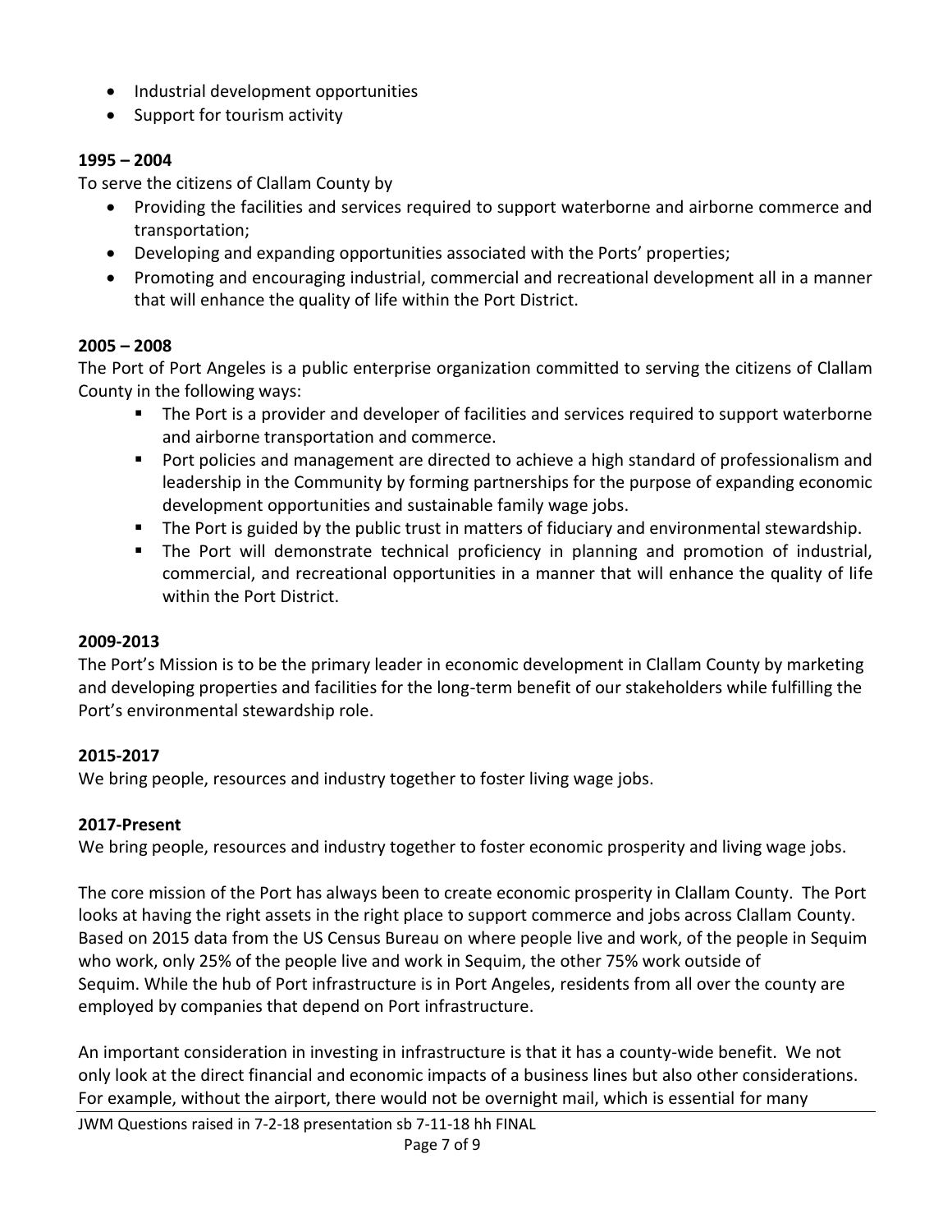- Industrial development opportunities
- Support for tourism activity

**1995 – 2004**

To serve the citizens of Clallam County by

- Providing the facilities and services required to support waterborne and airborne commerce and transportation;
- Developing and expanding opportunities associated with the Ports' properties;
- Promoting and encouraging industrial, commercial and recreational development all in a manner that will enhance the quality of life within the Port District.

**2005 – 2008**

The Port of Port Angeles is a public enterprise organization committed to serving the citizens of Clallam County in the following ways:

- The Port is a provider and developer of facilities and services required to support waterborne and airborne transportation and commerce.
- Port policies and management are directed to achieve a high standard of professionalism and leadership in the Community by forming partnerships for the purpose of expanding economic development opportunities and sustainable family wage jobs.
- The Port is guided by the public trust in matters of fiduciary and environmental stewardship.
- The Port will demonstrate technical proficiency in planning and promotion of industrial, commercial, and recreational opportunities in a manner that will enhance the quality of life within the Port District.

**2009-2013**

The Port's Mission is to be the primary leader in economic development in Clallam County by marketing and developing properties and facilities for the long-term benefit of our stakeholders while fulfilling the Port's environmental stewardship role.

**2015-2017**

We bring people, resources and industry together to foster living wage jobs.

**2017-Present**

We bring people, resources and industry together to foster economic prosperity and living wage jobs.

The core mission of the Port has always been to create economic prosperity in Clallam County. The Port looks at having the right assets in the right place to support commerce and jobs across Clallam County. Based on 2015 data from the US Census Bureau on where people live and work, of the people in Sequim who work, only 25% of the people live and work in Sequim, the other 75% work outside of Sequim. While the hub of Port infrastructure is in Port Angeles, residents from all over the county are employed by companies that depend on Port infrastructure.

An important consideration in investing in infrastructure is that it has a county-wide benefit. We not only look at the direct financial and economic impacts of a business lines but also other considerations. For example, without the airport, there would not be overnight mail, which is essential for many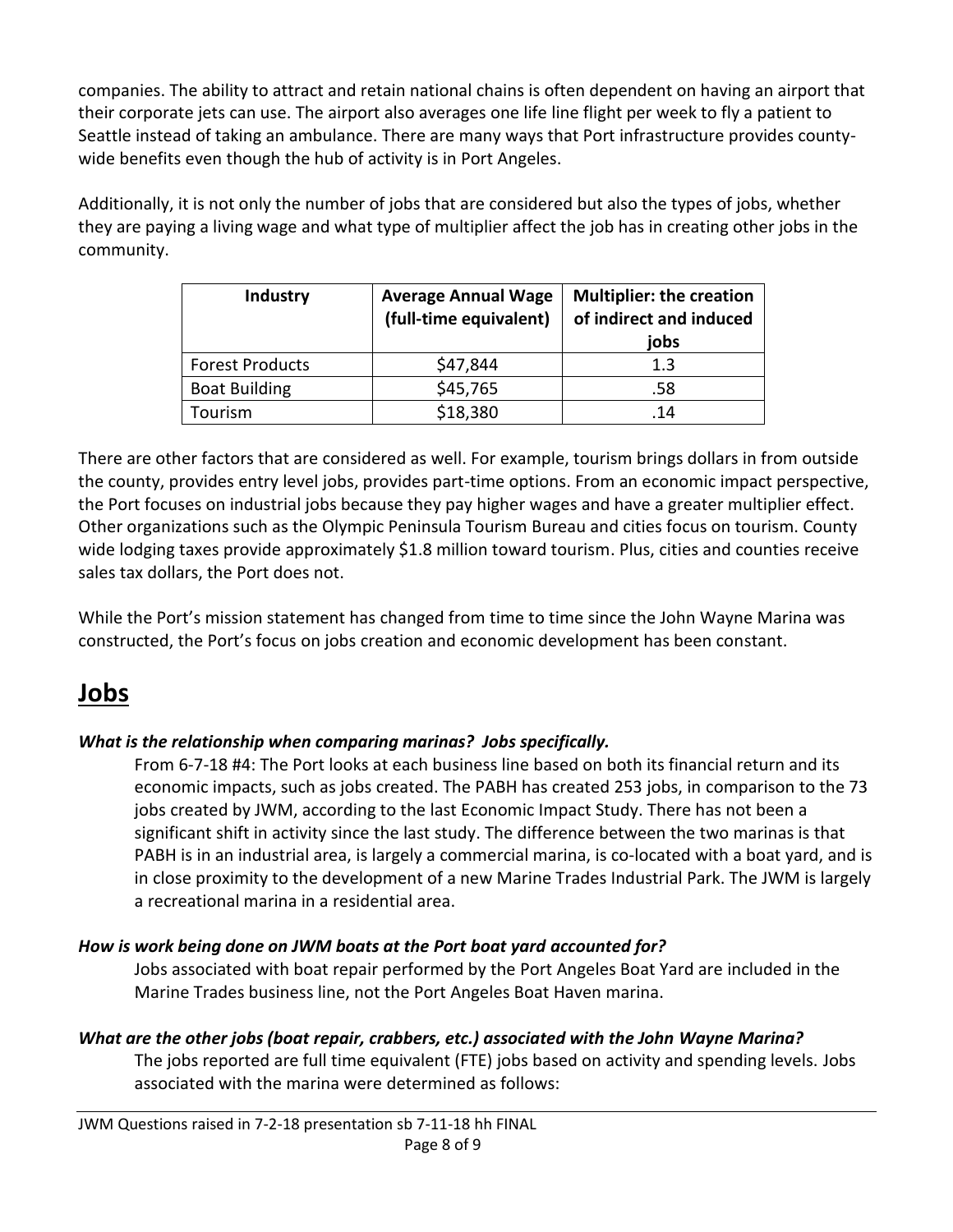companies. The ability to attract and retain national chains is often dependent on having an airport that their corporate jets can use. The airport also averages one life line flight per week to fly a patient to Seattle instead of taking an ambulance. There are many ways that Port infrastructure provides county-wide benefits even though the hub of activity is in Port Angeles.

Additionally, it is not only the number of jobs that are considered but also the types of jobs, whether they are paying a living wage and what type of multiplier affect the job has in creating other jobs in the community.

| Industry | Average Annual Wage (full-time equivalent) | Multiplier: the creation of indirect and induced jobs |
|---|---|---|
| Forest Products | $47,844 | 1.3 |
| Boat Building | $45,765 | .58 |
| Tourism | $18,380 | .14 |

There are other factors that are considered as well. For example, tourism brings dollars in from outside the county, provides entry level jobs, provides part-time options. From an economic impact perspective, the Port focuses on industrial jobs because they pay higher wages and have a greater multiplier effect. Other organizations such as the Olympic Peninsula Tourism Bureau and cities focus on tourism. County wide lodging taxes provide approximately $1.8 million toward tourism. Plus, cities and counties receive sales tax dollars, the Port does not.

While the Port's mission statement has changed from time to time since the John Wayne Marina was constructed, the Port's focus on jobs creation and economic development has been constant.

# Jobs

***What is the relationship when comparing marinas? Jobs specifically.***

From 6-7-18 #4: The Port looks at each business line based on both its financial return and its economic impacts, such as jobs created. The PABH has created 253 jobs, in comparison to the 73 jobs created by JWM, according to the last Economic Impact Study. There has not been a significant shift in activity since the last study. The difference between the two marinas is that PABH is in an industrial area, is largely a commercial marina, is co-located with a boat yard, and is in close proximity to the development of a new Marine Trades Industrial Park. The JWM is largely a recreational marina in a residential area.

***How is work being done on JWM boats at the Port boat yard accounted for?***

Jobs associated with boat repair performed by the Port Angeles Boat Yard are included in the Marine Trades business line, not the Port Angeles Boat Haven marina.

***What are the other jobs (boat repair, crabbers, etc.) associated with the John Wayne Marina?***

The jobs reported are full time equivalent (FTE) jobs based on activity and spending levels. Jobs associated with the marina were determined as follows: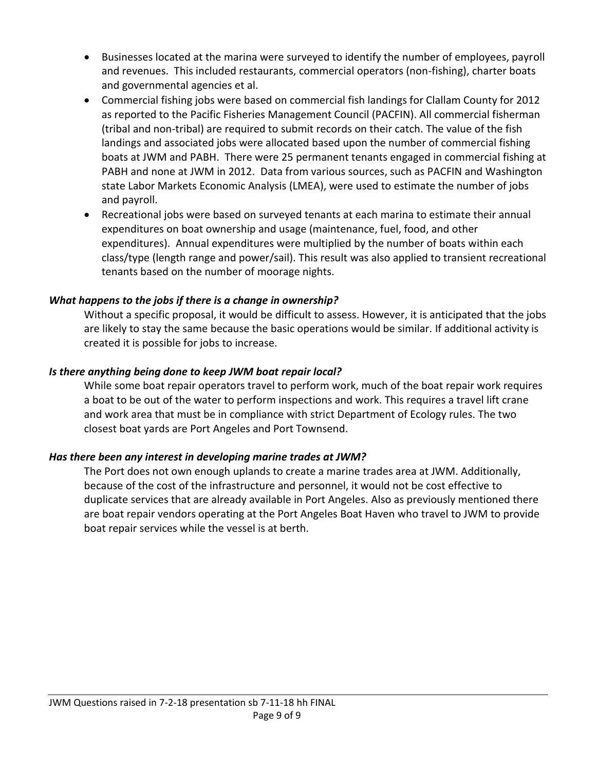- Businesses located at the marina were surveyed to identify the number of employees, payroll and revenues. This included restaurants, commercial operators (non-fishing), charter boats and governmental agencies et al.
- Commercial fishing jobs were based on commercial fish landings for Clallam County for 2012 as reported to the Pacific Fisheries Management Council (PACFIN). All commercial fisherman (tribal and non-tribal) are required to submit records on their catch. The value of the fish landings and associated jobs were allocated based upon the number of commercial fishing boats at JWM and PABH. There were 25 permanent tenants engaged in commercial fishing at PABH and none at JWM in 2012. Data from various sources, such as PACFIN and Washington state Labor Markets Economic Analysis (LMEA), were used to estimate the number of jobs and payroll.
- Recreational jobs were based on surveyed tenants at each marina to estimate their annual expenditures on boat ownership and usage (maintenance, fuel, food, and other expenditures). Annual expenditures were multiplied by the number of boats within each class/type (length range and power/sail). This result was also applied to transient recreational tenants based on the number of moorage nights.

***What happens to the jobs if there is a change in ownership?***

Without a specific proposal, it would be difficult to assess. However, it is anticipated that the jobs are likely to stay the same because the basic operations would be similar. If additional activity is created it is possible for jobs to increase.

***Is there anything being done to keep JWM boat repair local?***

While some boat repair operators travel to perform work, much of the boat repair work requires a boat to be out of the water to perform inspections and work. This requires a travel lift crane and work area that must be in compliance with strict Department of Ecology rules. The two closest boat yards are Port Angeles and Port Townsend.

***Has there been any interest in developing marine trades at JWM?***

The Port does not own enough uplands to create a marine trades area at JWM. Additionally, because of the cost of the infrastructure and personnel, it would not be cost effective to duplicate services that are already available in Port Angeles. Also as previously mentioned there are boat repair vendors operating at the Port Angeles Boat Haven who travel to JWM to provide boat repair services while the vessel is at berth.